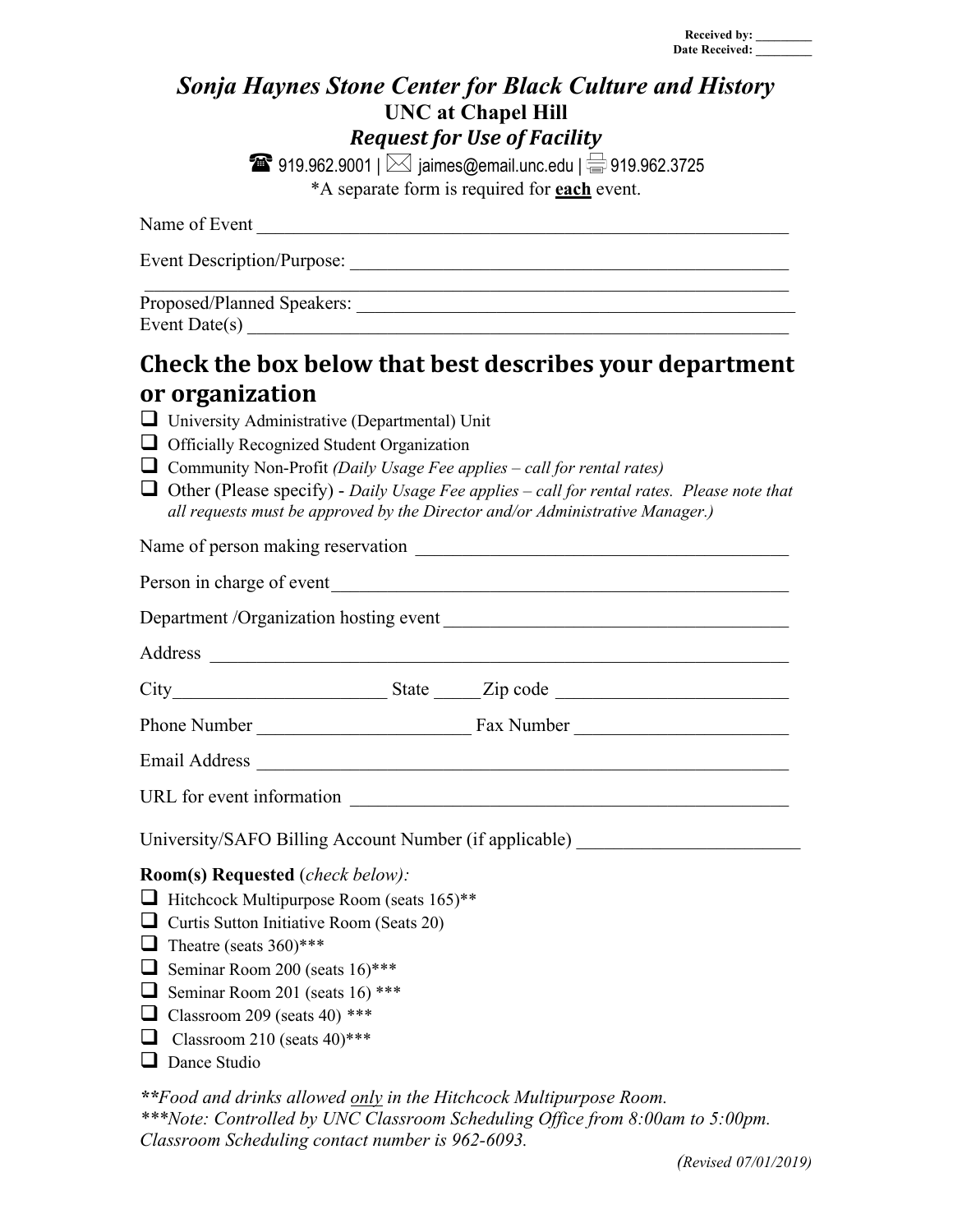**Received by:** ________
**Date Received:** ________

# *Sonja Haynes Stone Center for Black Culture and History*

## UNC at Chapel Hill

## *Request for Use of Facility*

☎ 919.962.9001 | ✉ jaimes@email.unc.edu | 🖷 919.962.3725

*A separate form is required for **each** event.

Name of Event ____________________________________________________________

Event Description/Purpose: ______________________________________________

________________________________________________________________________

Proposed/Planned Speakers: ______________________________________________

Event Date(s) ____________________________________________________________

## Check the box below that best describes your department or organization

- ☐ University Administrative (Departmental) Unit
- ☐ Officially Recognized Student Organization
- ☐ Community Non-Profit *(Daily Usage Fee applies – call for rental rates)*
- ☐ Other (Please specify) - *Daily Usage Fee applies – call for rental rates. Please note that all requests must be approved by the Director and/or Administrative Manager.)*

Name of person making reservation ________________________________________

Person in charge of event ________________________________________________

Department /Organization hosting event ___________________________________

Address _________________________________________________________________

City______________________ State _____Zip code ________________________

Phone Number ______________________ Fax Number ______________________

Email Address ___________________________________________________________

URL for event information ________________________________________________

University/SAFO Billing Account Number (if applicable) ______________________

**Room(s) Requested** (*check below):*

- ☐ Hitchcock Multipurpose Room (seats 165)**
- ☐ Curtis Sutton Initiative Room (Seats 20)
- ☐ Theatre (seats 360)***
- ☐ Seminar Room 200 (seats 16)***
- ☐ Seminar Room 201 (seats 16) ***
- ☐ Classroom 209 (seats 40) ***
- ☐ Classroom 210 (seats 40)***
- ☐ Dance Studio

***\*\*Food and drinks allowed** only in the Hitchcock Multipurpose Room.*
****\*\*\*Note: Controlled by UNC Classroom Scheduling Office from 8:00am to 5:00pm. Classroom Scheduling contact number is 962-6093.*

*(Revised 07/01/2019)*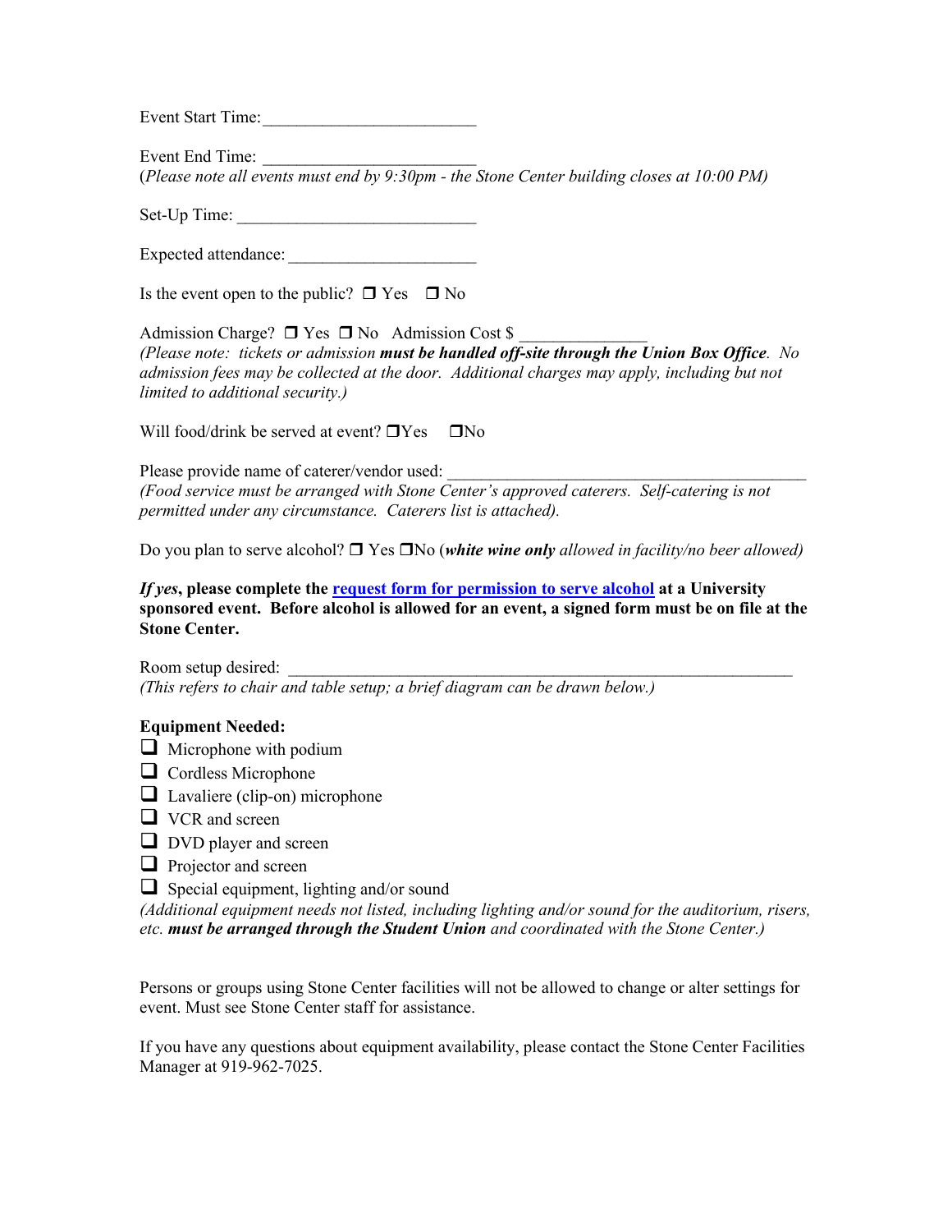Event Start Time:\_\_\_\_\_\_\_\_\_\_\_\_\_\_\_\_\_\_\_\_\_\_\_\_\_

Event End Time: \_\_\_\_\_\_\_\_\_\_\_\_\_\_\_\_\_\_\_\_\_\_\_\_\_
(*Please note all events must end by 9:30pm - the Stone Center building closes at 10:00 PM)*

Set-Up Time: \_\_\_\_\_\_\_\_\_\_\_\_\_\_\_\_\_\_\_\_\_\_\_\_\_\_\_\_

Expected attendance: \_\_\_\_\_\_\_\_\_\_\_\_\_\_\_\_\_\_\_\_\_\_

Is the event open to the public? ❒ Yes ❒ No

Admission Charge? ❒ Yes ❒ No Admission Cost $ \_\_\_\_\_\_\_\_\_\_\_\_\_\_\_
*(Please note: tickets or admission **must be handled off-site through the Union Box Office**. No admission fees may be collected at the door. Additional charges may apply, including but not limited to additional security.)*

Will food/drink be served at event? ❒Yes ❒No

Please provide name of caterer/vendor used: \_\_\_\_\_\_\_\_\_\_\_\_\_\_\_\_\_\_\_\_\_\_\_\_\_\_\_\_\_\_\_\_\_\_\_\_\_\_\_\_\_\_\_\_
*(Food service must be arranged with Stone Center's approved caterers. Self-catering is not permitted under any circumstance. Caterers list is attached).*

Do you plan to serve alcohol? ❒ Yes ❒No (***white wine only** allowed in facility/no beer allowed)*

***If yes*, please complete the request form for permission to serve alcohol at a University sponsored event. Before alcohol is allowed for an event, a signed form must be on file at the Stone Center.**

Room setup desired: \_\_\_\_\_\_\_\_\_\_\_\_\_\_\_\_\_\_\_\_\_\_\_\_\_\_\_\_\_\_\_\_\_\_\_\_\_\_\_\_\_\_\_\_\_\_\_\_\_\_\_\_\_\_\_\_\_\_\_\_\_
*(This refers to chair and table setup; a brief diagram can be drawn below.)*

**Equipment Needed:**

- ❒ Microphone with podium
- ❒ Cordless Microphone
- ❒ Lavaliere (clip-on) microphone
- ❒ VCR and screen
- ❒ DVD player and screen
- ❒ Projector and screen
- ❒ Special equipment, lighting and/or sound

*(Additional equipment needs not listed, including lighting and/or sound for the auditorium, risers, etc. **must be arranged through the Student Union** and coordinated with the Stone Center.)*

Persons or groups using Stone Center facilities will not be allowed to change or alter settings for event. Must see Stone Center staff for assistance.

If you have any questions about equipment availability, please contact the Stone Center Facilities Manager at 919-962-7025.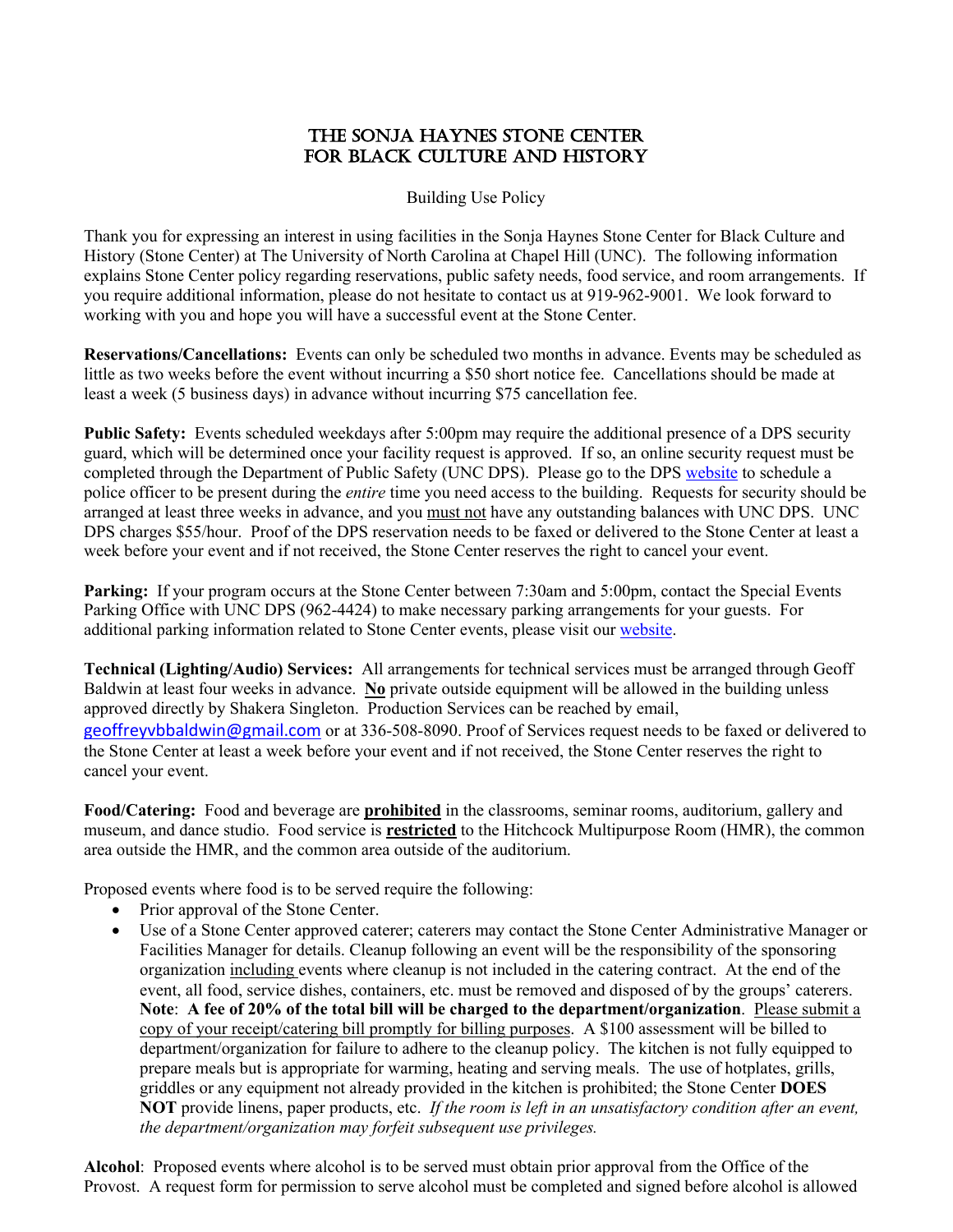# The Sonja Haynes Stone Center for Black Culture and History

Building Use Policy

Thank you for expressing an interest in using facilities in the Sonja Haynes Stone Center for Black Culture and History (Stone Center) at The University of North Carolina at Chapel Hill (UNC). The following information explains Stone Center policy regarding reservations, public safety needs, food service, and room arrangements. If you require additional information, please do not hesitate to contact us at 919-962-9001. We look forward to working with you and hope you will have a successful event at the Stone Center.

**Reservations/Cancellations:** Events can only be scheduled two months in advance. Events may be scheduled as little as two weeks before the event without incurring a $50 short notice fee. Cancellations should be made at least a week (5 business days) in advance without incurring $75 cancellation fee.

**Public Safety:** Events scheduled weekdays after 5:00pm may require the additional presence of a DPS security guard, which will be determined once your facility request is approved. If so, an online security request must be completed through the Department of Public Safety (UNC DPS). Please go to the DPS website to schedule a police officer to be present during the *entire* time you need access to the building. Requests for security should be arranged at least three weeks in advance, and you must not have any outstanding balances with UNC DPS. UNC DPS charges $55/hour. Proof of the DPS reservation needs to be faxed or delivered to the Stone Center at least a week before your event and if not received, the Stone Center reserves the right to cancel your event.

**Parking:** If your program occurs at the Stone Center between 7:30am and 5:00pm, contact the Special Events Parking Office with UNC DPS (962-4424) to make necessary parking arrangements for your guests. For additional parking information related to Stone Center events, please visit our website.

**Technical (Lighting/Audio) Services:** All arrangements for technical services must be arranged through Geoff Baldwin at least four weeks in advance. **No** private outside equipment will be allowed in the building unless approved directly by Shakera Singleton. Production Services can be reached by email, geoffreyvbbaldwin@gmail.com or at 336-508-8090. Proof of Services request needs to be faxed or delivered to the Stone Center at least a week before your event and if not received, the Stone Center reserves the right to cancel your event.

**Food/Catering:** Food and beverage are **prohibited** in the classrooms, seminar rooms, auditorium, gallery and museum, and dance studio. Food service is **restricted** to the Hitchcock Multipurpose Room (HMR), the common area outside the HMR, and the common area outside of the auditorium.

Proposed events where food is to be served require the following:

- Prior approval of the Stone Center.
- Use of a Stone Center approved caterer; caterers may contact the Stone Center Administrative Manager or Facilities Manager for details. Cleanup following an event will be the responsibility of the sponsoring organization including events where cleanup is not included in the catering contract. At the end of the event, all food, service dishes, containers, etc. must be removed and disposed of by the groups' caterers. **Note**: **A fee of 20% of the total bill will be charged to the department/organization**. Please submit a copy of your receipt/catering bill promptly for billing purposes. A $100 assessment will be billed to department/organization for failure to adhere to the cleanup policy. The kitchen is not fully equipped to prepare meals but is appropriate for warming, heating and serving meals. The use of hotplates, grills, griddles or any equipment not already provided in the kitchen is prohibited; the Stone Center **DOES NOT** provide linens, paper products, etc. *If the room is left in an unsatisfactory condition after an event, the department/organization may forfeit subsequent use privileges.*

**Alcohol**: Proposed events where alcohol is to be served must obtain prior approval from the Office of the Provost. A request form for permission to serve alcohol must be completed and signed before alcohol is allowed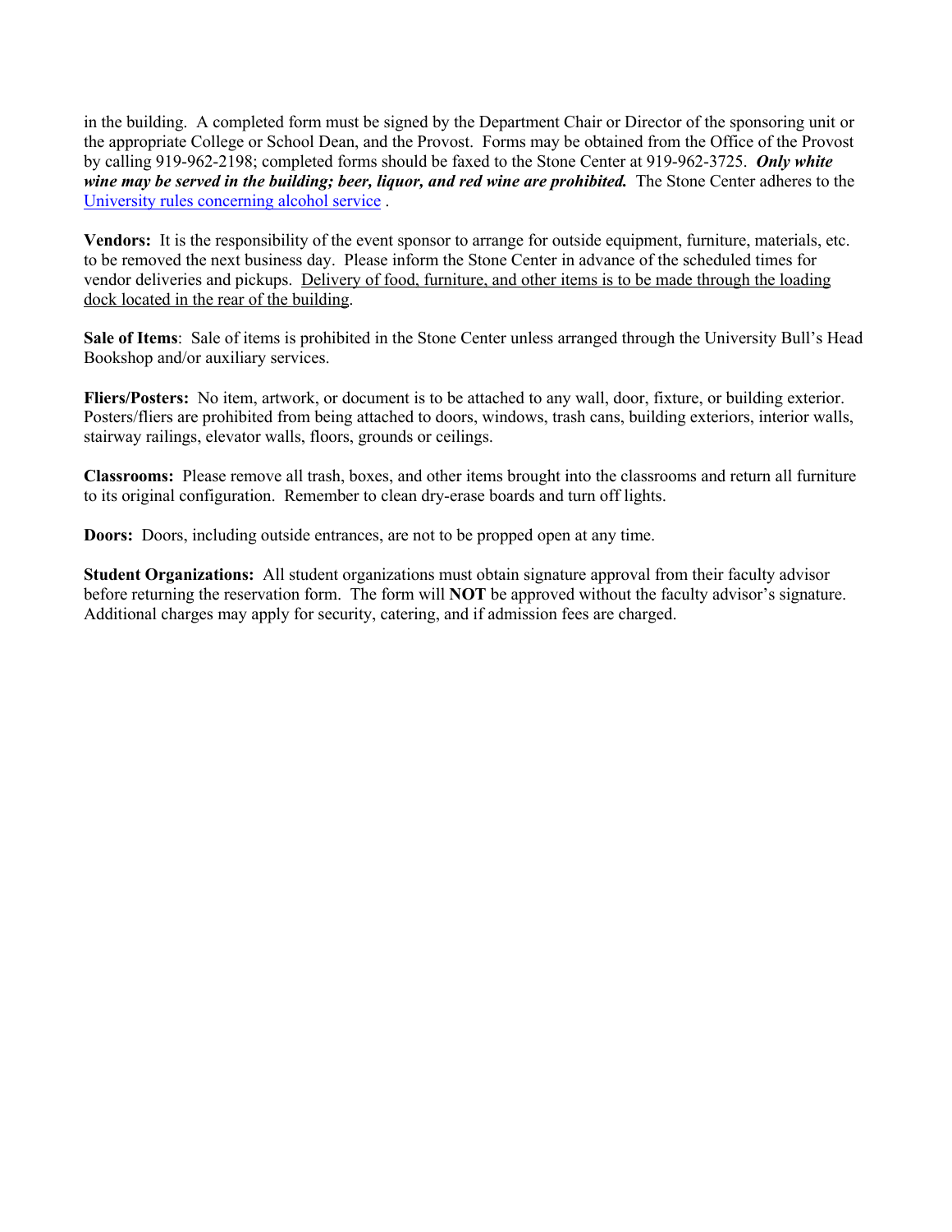in the building. A completed form must be signed by the Department Chair or Director of the sponsoring unit or the appropriate College or School Dean, and the Provost. Forms may be obtained from the Office of the Provost by calling 919-962-2198; completed forms should be faxed to the Stone Center at 919-962-3725. ***Only white wine may be served in the building; beer, liquor, and red wine are prohibited.*** The Stone Center adheres to the University rules concerning alcohol service .

**Vendors:** It is the responsibility of the event sponsor to arrange for outside equipment, furniture, materials, etc. to be removed the next business day. Please inform the Stone Center in advance of the scheduled times for vendor deliveries and pickups. Delivery of food, furniture, and other items is to be made through the loading dock located in the rear of the building.

**Sale of Items**: Sale of items is prohibited in the Stone Center unless arranged through the University Bull's Head Bookshop and/or auxiliary services.

**Fliers/Posters:** No item, artwork, or document is to be attached to any wall, door, fixture, or building exterior. Posters/fliers are prohibited from being attached to doors, windows, trash cans, building exteriors, interior walls, stairway railings, elevator walls, floors, grounds or ceilings.

**Classrooms:** Please remove all trash, boxes, and other items brought into the classrooms and return all furniture to its original configuration. Remember to clean dry-erase boards and turn off lights.

**Doors:** Doors, including outside entrances, are not to be propped open at any time.

**Student Organizations:** All student organizations must obtain signature approval from their faculty advisor before returning the reservation form. The form will **NOT** be approved without the faculty advisor's signature. Additional charges may apply for security, catering, and if admission fees are charged.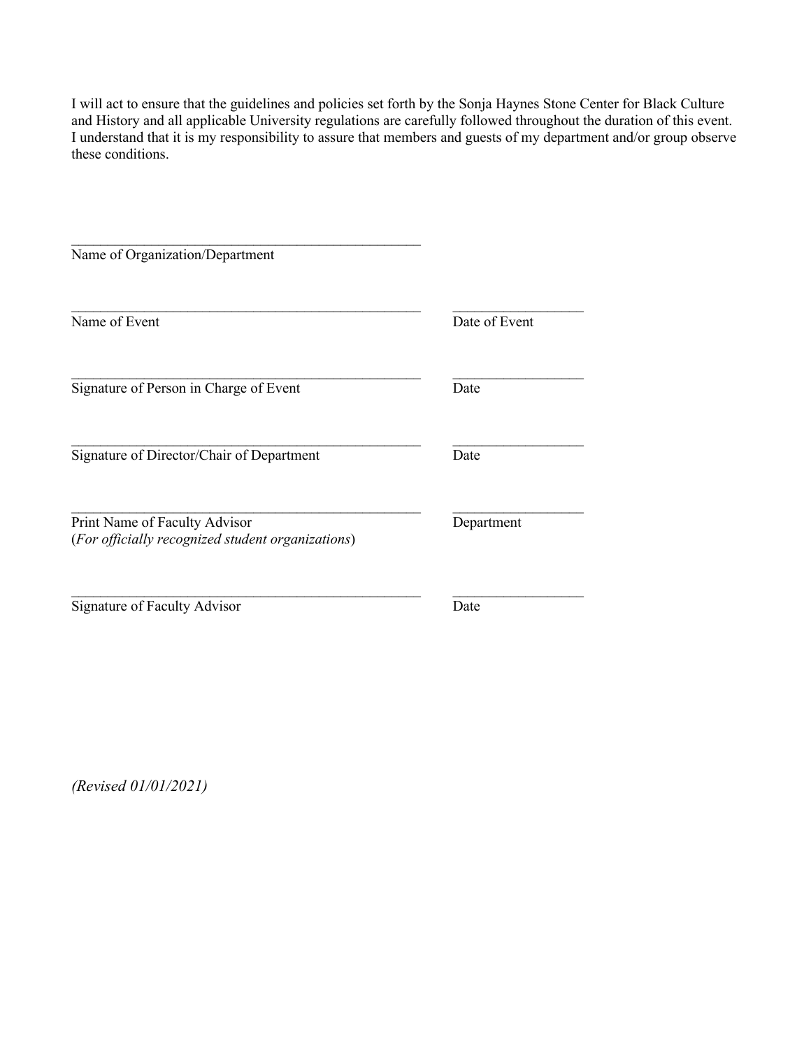I will act to ensure that the guidelines and policies set forth by the Sonja Haynes Stone Center for Black Culture and History and all applicable University regulations are carefully followed throughout the duration of this event. I understand that it is my responsibility to assure that members and guests of my department and/or group observe these conditions.

\_\_\_\_\_\_\_\_\_\_\_\_\_\_\_\_\_\_\_\_\_\_\_\_\_\_\_\_\_\_\_\_\_\_\_\_\_\_\_\_\_\_\_\_\_\_\_\_
Name of Organization/Department

\_\_\_\_\_\_\_\_\_\_\_\_\_\_\_\_\_\_\_\_\_\_\_\_\_\_\_\_\_\_\_\_\_\_\_\_\_\_\_\_\_\_\_\_\_\_\_\_ \_\_\_\_\_\_\_\_\_\_\_\_\_\_\_\_\_\_
Name of Event — Date of Event

\_\_\_\_\_\_\_\_\_\_\_\_\_\_\_\_\_\_\_\_\_\_\_\_\_\_\_\_\_\_\_\_\_\_\_\_\_\_\_\_\_\_\_\_\_\_\_\_ \_\_\_\_\_\_\_\_\_\_\_\_\_\_\_\_\_\_
Signature of Person in Charge of Event — Date

\_\_\_\_\_\_\_\_\_\_\_\_\_\_\_\_\_\_\_\_\_\_\_\_\_\_\_\_\_\_\_\_\_\_\_\_\_\_\_\_\_\_\_\_\_\_\_\_ \_\_\_\_\_\_\_\_\_\_\_\_\_\_\_\_\_\_
Signature of Director/Chair of Department — Date

\_\_\_\_\_\_\_\_\_\_\_\_\_\_\_\_\_\_\_\_\_\_\_\_\_\_\_\_\_\_\_\_\_\_\_\_\_\_\_\_\_\_\_\_\_\_\_\_ \_\_\_\_\_\_\_\_\_\_\_\_\_\_\_\_\_\_
Print Name of Faculty Advisor — Department
(*For officially recognized student organizations*)

\_\_\_\_\_\_\_\_\_\_\_\_\_\_\_\_\_\_\_\_\_\_\_\_\_\_\_\_\_\_\_\_\_\_\_\_\_\_\_\_\_\_\_\_\_\_\_\_ \_\_\_\_\_\_\_\_\_\_\_\_\_\_\_\_\_\_
Signature of Faculty Advisor — Date

*(Revised 01/01/2021)*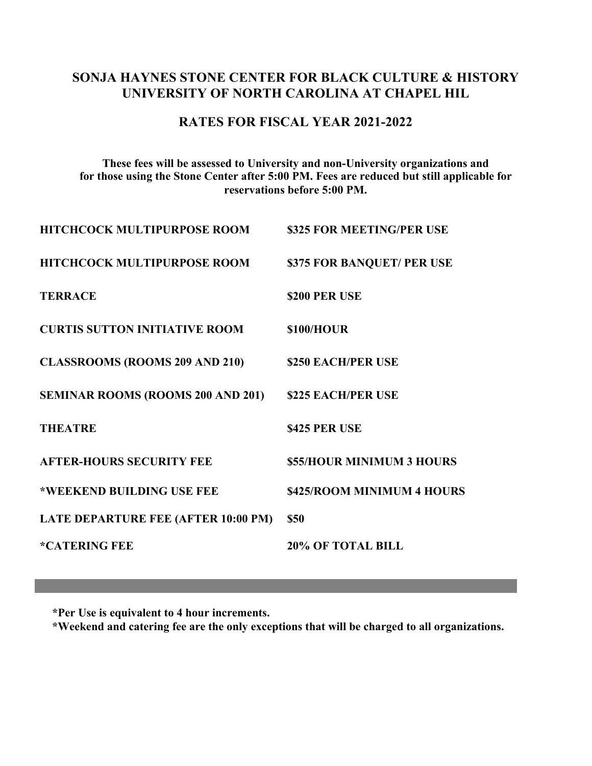## SONJA HAYNES STONE CENTER FOR BLACK CULTURE & HISTORY UNIVERSITY OF NORTH CAROLINA AT CHAPEL HIL

## RATES FOR FISCAL YEAR 2021-2022

**These fees will be assessed to University and non-University organizations and for those using the Stone Center after 5:00 PM. Fees are reduced but still applicable for reservations before 5:00 PM.**

| | |
|---|---|
| **HITCHCOCK MULTIPURPOSE ROOM** | **$325 FOR MEETING/PER USE** |
| **HITCHCOCK MULTIPURPOSE ROOM** | **$375 FOR BANQUET/ PER USE** |
| **TERRACE** | **$200 PER USE** |
| **CURTIS SUTTON INITIATIVE ROOM** | **$100/HOUR** |
| **CLASSROOMS (ROOMS 209 AND 210)** | **$250 EACH/PER USE** |
| **SEMINAR ROOMS (ROOMS 200 AND 201)** | **$225 EACH/PER USE** |
| **THEATRE** | **$425 PER USE** |
| **AFTER-HOURS SECURITY FEE** | **$55/HOUR MINIMUM 3 HOURS** |
| ***WEEKEND BUILDING USE FEE** | **$425/ROOM MINIMUM 4 HOURS** |
| **LATE DEPARTURE FEE (AFTER 10:00 PM)** | **$50** |
| ***CATERING FEE** | **20% OF TOTAL BILL** |

**\*Per Use is equivalent to 4 hour increments.**
**\*Weekend and catering fee are the only exceptions that will be charged to all organizations.**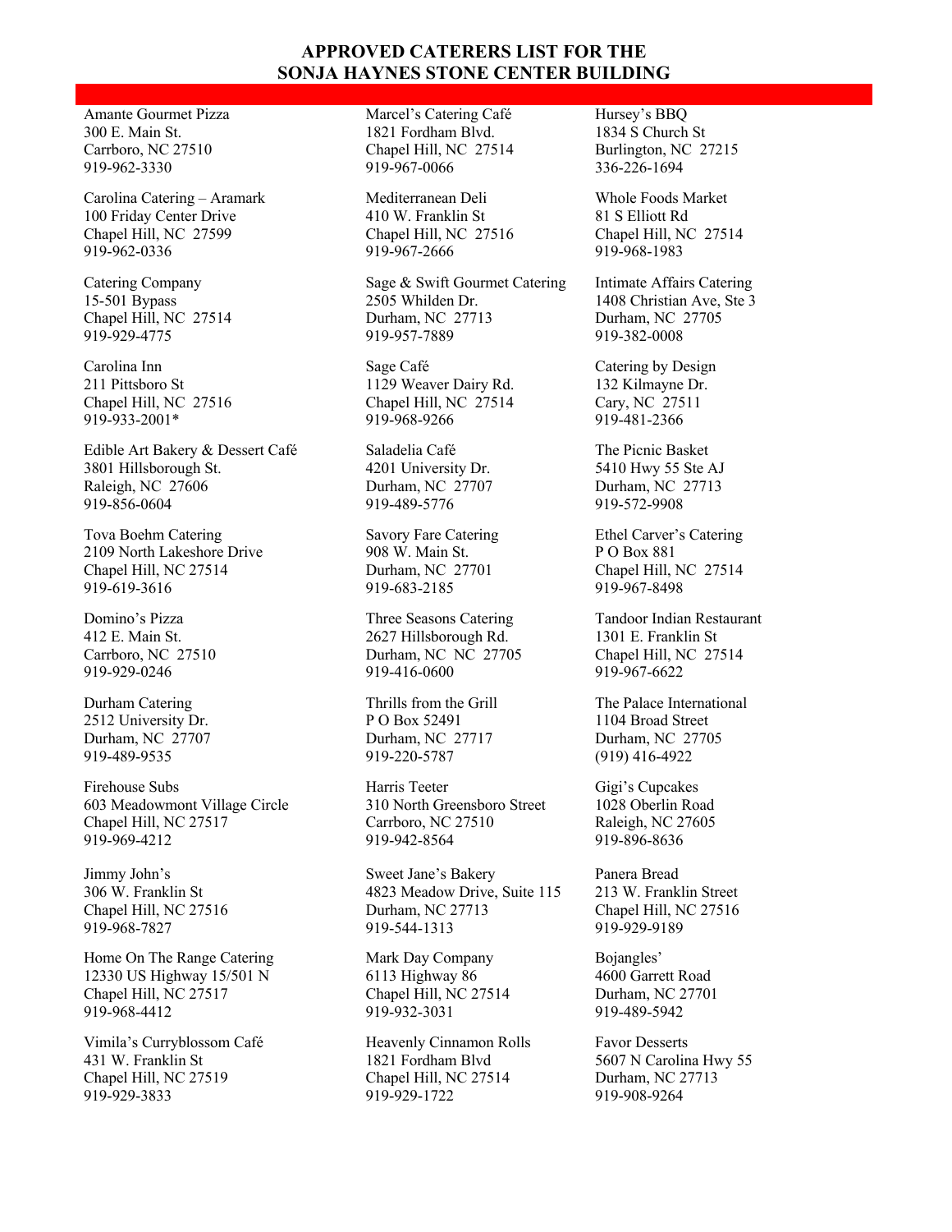# APPROVED CATERERS LIST FOR THE SONJA HAYNES STONE CENTER BUILDING

Amante Gourmet Pizza
300 E. Main St.
Carrboro, NC 27510
919-962-3330

Carolina Catering – Aramark
100 Friday Center Drive
Chapel Hill, NC 27599
919-962-0336

Catering Company
15-501 Bypass
Chapel Hill, NC 27514
919-929-4775

Carolina Inn
211 Pittsboro St
Chapel Hill, NC 27516
919-933-2001*

Edible Art Bakery & Dessert Café
3801 Hillsborough St.
Raleigh, NC 27606
919-856-0604

Tova Boehm Catering
2109 North Lakeshore Drive
Chapel Hill, NC 27514
919-619-3616

Domino's Pizza
412 E. Main St.
Carrboro, NC 27510
919-929-0246

Durham Catering
2512 University Dr.
Durham, NC 27707
919-489-9535

Firehouse Subs
603 Meadowmont Village Circle
Chapel Hill, NC 27517
919-969-4212

Jimmy John's
306 W. Franklin St
Chapel Hill, NC 27516
919-968-7827

Home On The Range Catering
12330 US Highway 15/501 N
Chapel Hill, NC 27517
919-968-4412

Vimila's Curryblossom Café
431 W. Franklin St
Chapel Hill, NC 27519
919-929-3833

Marcel's Catering Café
1821 Fordham Blvd.
Chapel Hill, NC 27514
919-967-0066

Mediterranean Deli
410 W. Franklin St
Chapel Hill, NC 27516
919-967-2666

Sage & Swift Gourmet Catering
2505 Whilden Dr.
Durham, NC 27713
919-957-7889

Sage Café
1129 Weaver Dairy Rd.
Chapel Hill, NC 27514
919-968-9266

Saladelia Café
4201 University Dr.
Durham, NC 27707
919-489-5776

Savory Fare Catering
908 W. Main St.
Durham, NC 27701
919-683-2185

Three Seasons Catering
2627 Hillsborough Rd.
Durham, NC NC 27705
919-416-0600

Thrills from the Grill
P O Box 52491
Durham, NC 27717
919-220-5787

Harris Teeter
310 North Greensboro Street
Carrboro, NC 27510
919-942-8564

Sweet Jane's Bakery
4823 Meadow Drive, Suite 115
Durham, NC 27713
919-544-1313

Mark Day Company
6113 Highway 86
Chapel Hill, NC 27514
919-932-3031

Heavenly Cinnamon Rolls
1821 Fordham Blvd
Chapel Hill, NC 27514
919-929-1722

Hursey's BBQ
1834 S Church St
Burlington, NC 27215
336-226-1694

Whole Foods Market
81 S Elliott Rd
Chapel Hill, NC 27514
919-968-1983

Intimate Affairs Catering
1408 Christian Ave, Ste 3
Durham, NC 27705
919-382-0008

Catering by Design
132 Kilmayne Dr.
Cary, NC 27511
919-481-2366

The Picnic Basket
5410 Hwy 55 Ste AJ
Durham, NC 27713
919-572-9908

Ethel Carver's Catering
P O Box 881
Chapel Hill, NC 27514
919-967-8498

Tandoor Indian Restaurant
1301 E. Franklin St
Chapel Hill, NC 27514
919-967-6622

The Palace International
1104 Broad Street
Durham, NC 27705
(919) 416-4922

Gigi's Cupcakes
1028 Oberlin Road
Raleigh, NC 27605
919-896-8636

Panera Bread
213 W. Franklin Street
Chapel Hill, NC 27516
919-929-9189

Bojangles'
4600 Garrett Road
Durham, NC 27701
919-489-5942

Favor Desserts
5607 N Carolina Hwy 55
Durham, NC 27713
919-908-9264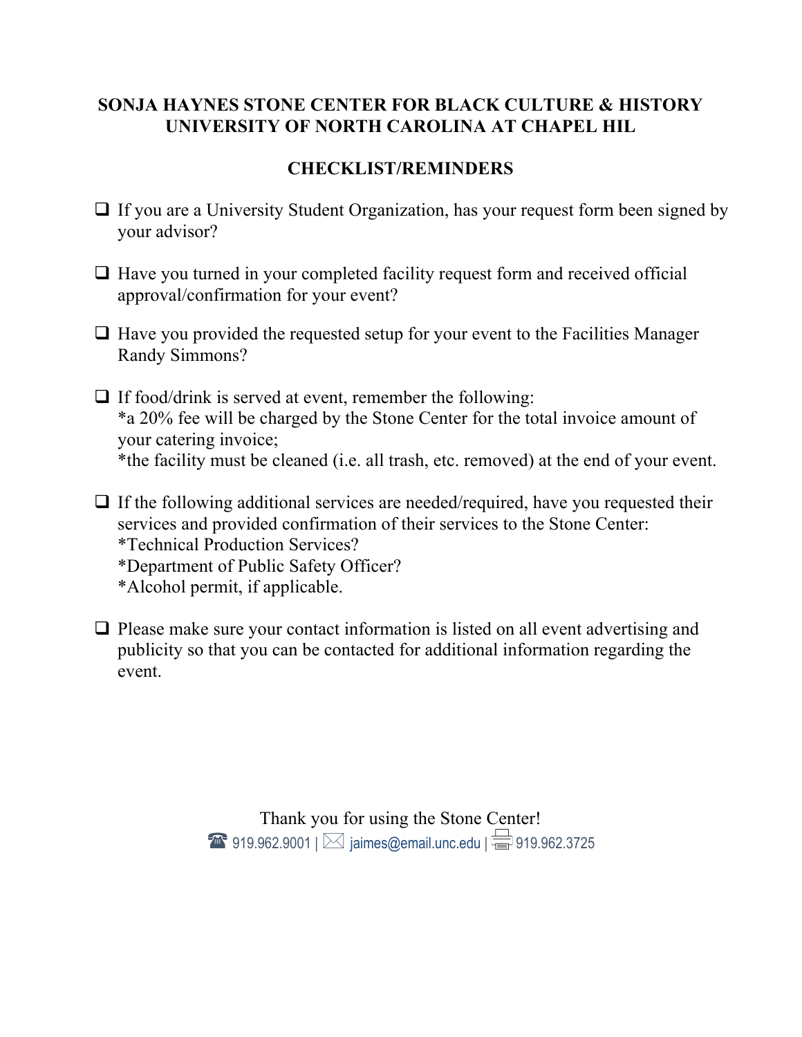# SONJA HAYNES STONE CENTER FOR BLACK CULTURE & HISTORY
# UNIVERSITY OF NORTH CAROLINA AT CHAPEL HIL

## CHECKLIST/REMINDERS

- ❑ If you are a University Student Organization, has your request form been signed by your advisor?
- ❑ Have you turned in your completed facility request form and received official approval/confirmation for your event?
- ❑ Have you provided the requested setup for your event to the Facilities Manager Randy Simmons?
- ❑ If food/drink is served at event, remember the following:
  *a 20% fee will be charged by the Stone Center for the total invoice amount of your catering invoice;
  *the facility must be cleaned (i.e. all trash, etc. removed) at the end of your event.
- ❑ If the following additional services are needed/required, have you requested their services and provided confirmation of their services to the Stone Center:
  *Technical Production Services?
  *Department of Public Safety Officer?
  *Alcohol permit, if applicable.
- ❑ Please make sure your contact information is listed on all event advertising and publicity so that you can be contacted for additional information regarding the event.

Thank you for using the Stone Center!

☎ 919.962.9001 | ✉ jaimes@email.unc.edu | 🖷 919.962.3725